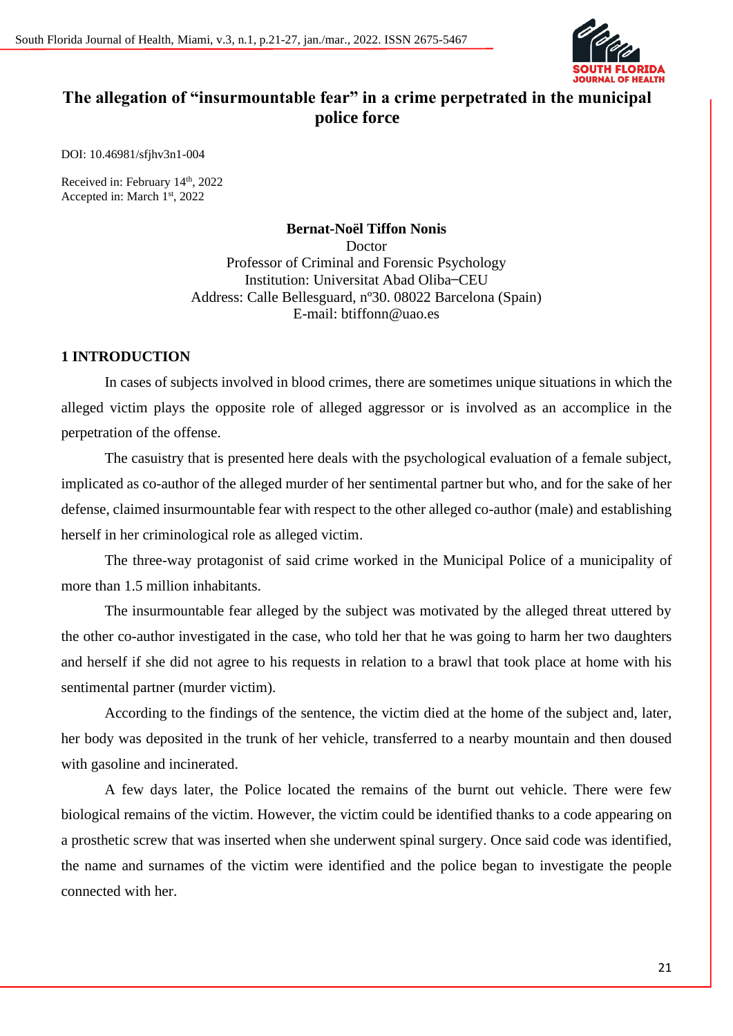# The allegation of "insurmountable fear" in a crime perpetrated in the municipal police force

DOI: 10.46981/sfjhv3n1-004

Received in: February 14th, 2022
Accepted in: March 1st, 2022

**Bernat-Noël Tiffon Nonis**
Doctor
Professor of Criminal and Forensic Psychology
Institution: Universitat Abad Oliba–CEU
Address: Calle Bellesguard, nº30. 08022 Barcelona (Spain)
E-mail: btiffonn@uao.es

## 1 INTRODUCTION

In cases of subjects involved in blood crimes, there are sometimes unique situations in which the alleged victim plays the opposite role of alleged aggressor or is involved as an accomplice in the perpetration of the offense.

The casuistry that is presented here deals with the psychological evaluation of a female subject, implicated as co-author of the alleged murder of her sentimental partner but who, and for the sake of her defense, claimed insurmountable fear with respect to the other alleged co-author (male) and establishing herself in her criminological role as alleged victim.

The three-way protagonist of said crime worked in the Municipal Police of a municipality of more than 1.5 million inhabitants.

The insurmountable fear alleged by the subject was motivated by the alleged threat uttered by the other co-author investigated in the case, who told her that he was going to harm her two daughters and herself if she did not agree to his requests in relation to a brawl that took place at home with his sentimental partner (murder victim).

According to the findings of the sentence, the victim died at the home of the subject and, later, her body was deposited in the trunk of her vehicle, transferred to a nearby mountain and then doused with gasoline and incinerated.

A few days later, the Police located the remains of the burnt out vehicle. There were few biological remains of the victim. However, the victim could be identified thanks to a code appearing on a prosthetic screw that was inserted when she underwent spinal surgery. Once said code was identified, the name and surnames of the victim were identified and the police began to investigate the people connected with her.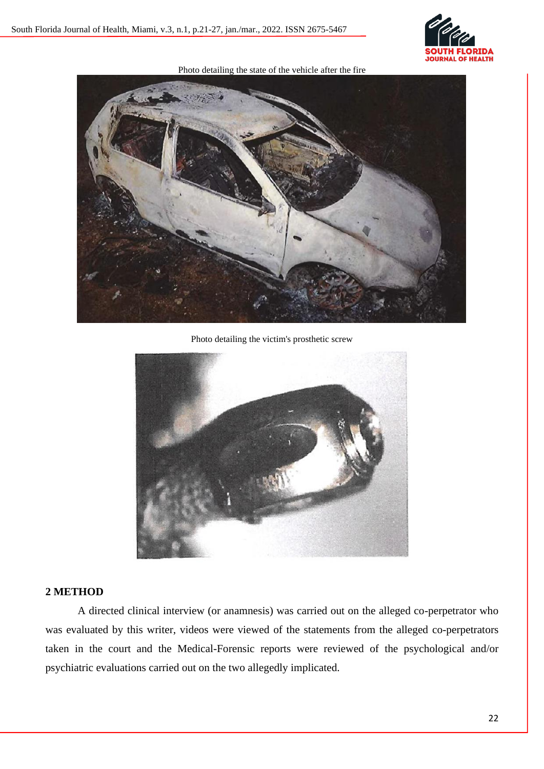Photo detailing the state of the vehicle after the fire

Photo detailing the victim's prosthetic screw

## 2 METHOD

A directed clinical interview (or anamnesis) was carried out on the alleged co-perpetrator who was evaluated by this writer, videos were viewed of the statements from the alleged co-perpetrators taken in the court and the Medical-Forensic reports were reviewed of the psychological and/or psychiatric evaluations carried out on the two allegedly implicated.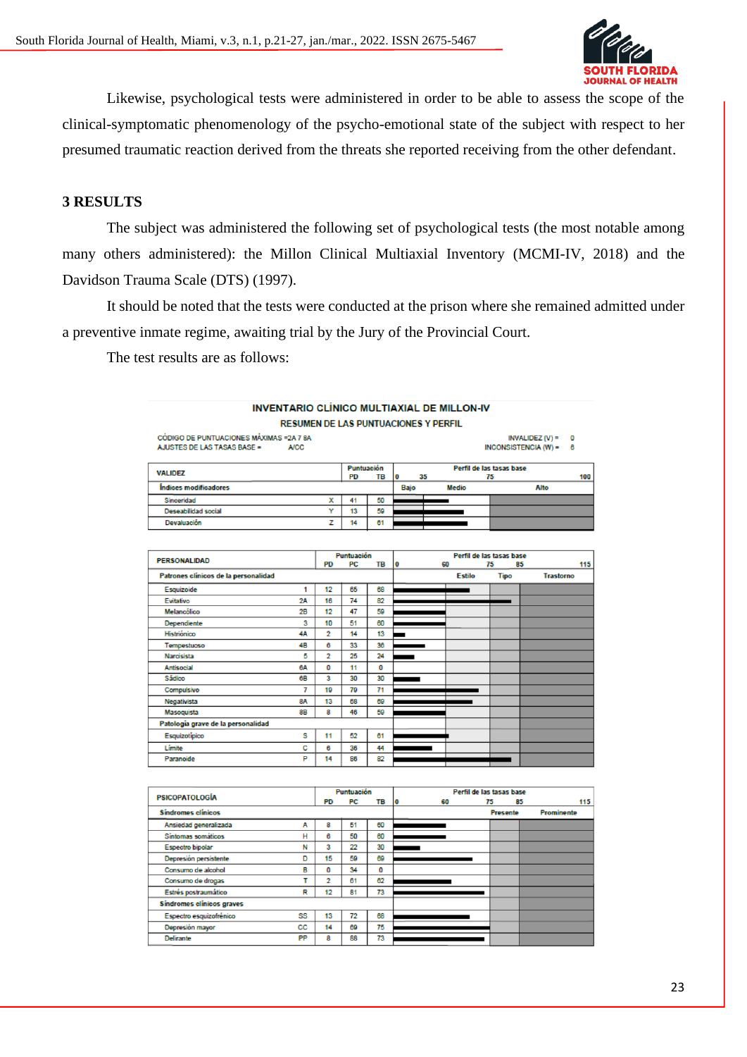Likewise, psychological tests were administered in order to be able to assess the scope of the clinical-symptomatic phenomenology of the psycho-emotional state of the subject with respect to her presumed traumatic reaction derived from the threats she reported receiving from the other defendant.

## 3 RESULTS

The subject was administered the following set of psychological tests (the most notable among many others administered): the Millon Clinical Multiaxial Inventory (MCMI-IV, 2018) and the Davidson Trauma Scale (DTS) (1997).

It should be noted that the tests were conducted at the prison where she remained admitted under a preventive inmate regime, awaiting trial by the Jury of the Provincial Court.

The test results are as follows:

**INVENTARIO CLÍNICO MULTIAXIAL DE MILLON-IV**

**RESUMEN DE LAS PUNTUACIONES Y PERFIL**

CÓDIGO DE PUNTUACIONES MÁXIMAS =2A 7 8A
AJUSTES DE LAS TASAS BASE = A/CC

INVALIDEZ (V) = 0
INCONSISTENCIA (W) = 6

| VALIDEZ | | PD | TB |
|---|---|---|---|
| **Índices modificadores** | | | |
| Sinceridad | X | 41 | 50 |
| Deseabilidad social | Y | 13 | 59 |
| Devaluación | Z | 14 | 61 |

| PERSONALIDAD | | PD | PC | TB |
|---|---|---|---|---|
| **Patrones clínicos de la personalidad** | | | | |
| Esquizoide | 1 | 12 | 65 | 68 |
| Evitativo | 2A | 16 | 74 | 82 |
| Melancólico | 2B | 12 | 47 | 59 |
| Dependiente | 3 | 10 | 51 | 60 |
| Histriónico | 4A | 2 | 14 | 13 |
| Tempestuoso | 4B | 6 | 33 | 36 |
| Narcisista | 5 | 2 | 25 | 24 |
| Antisocial | 6A | 0 | 11 | 0 |
| Sádico | 6B | 3 | 30 | 30 |
| Compulsivo | 7 | 19 | 79 | 71 |
| Negativista | 8A | 13 | 68 | 69 |
| Masoquista | 8B | 8 | 46 | 59 |
| **Patología grave de la personalidad** | | | | |
| Esquizotípico | S | 11 | 52 | 61 |
| Límite | C | 6 | 36 | 44 |
| Paranoide | P | 14 | 86 | 82 |

| PSICOPATOLOGÍA | | PD | PC | TB |
|---|---|---|---|---|
| **Síndromes clínicos** | | | | |
| Ansiedad generalizada | A | 8 | 51 | 60 |
| Síntomas somáticos | H | 6 | 50 | 60 |
| Espectro bipolar | N | 3 | 22 | 30 |
| Depresión persistente | D | 15 | 59 | 69 |
| Consumo de alcohol | B | 0 | 34 | 0 |
| Consumo de drogas | T | 2 | 61 | 62 |
| Estrés postraumático | R | 12 | 81 | 73 |
| **Síndromes clínicos graves** | | | | |
| Espectro esquizofrénico | SS | 13 | 72 | 68 |
| Depresión mayor | CC | 14 | 69 | 75 |
| Delirante | PP | 8 | 88 | 73 |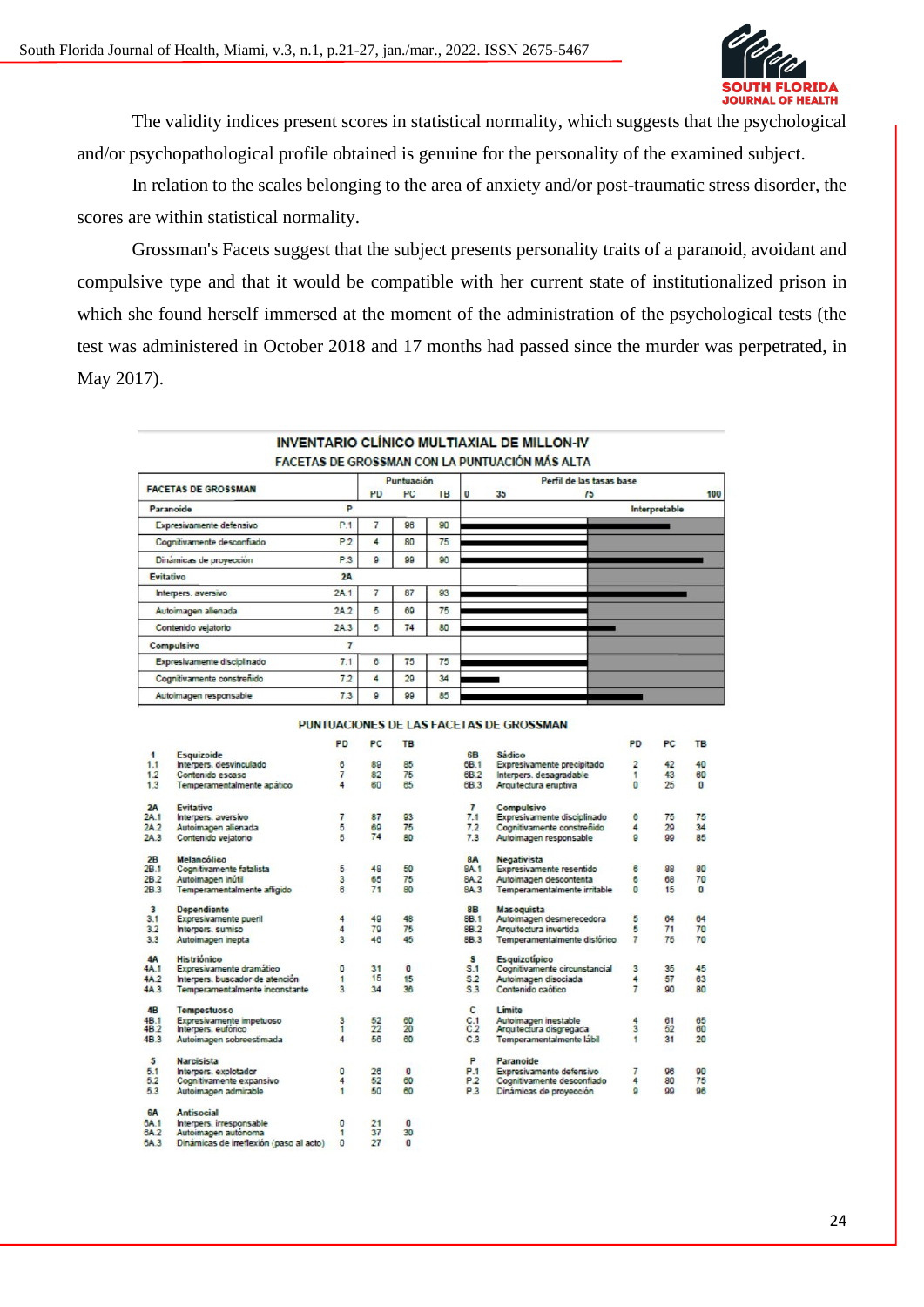The validity indices present scores in statistical normality, which suggests that the psychological and/or psychopathological profile obtained is genuine for the personality of the examined subject.

In relation to the scales belonging to the area of anxiety and/or post-traumatic stress disorder, the scores are within statistical normality.

Grossman's Facets suggest that the subject presents personality traits of a paranoid, avoidant and compulsive type and that it would be compatible with her current state of institutionalized prison in which she found herself immersed at the moment of the administration of the psychological tests (the test was administered in October 2018 and 17 months had passed since the murder was perpetrated, in May 2017).

**INVENTARIO CLÍNICO MULTIAXIAL DE MILLON-IV**

**FACETAS DE GROSSMAN CON LA PUNTUACIÓN MÁS ALTA**

| FACETAS DE GROSSMAN | | PD | PC | TB |
|---|---|---|---|---|
| **Paranoide** | **P** | | | |
| Expresivamente defensivo | P.1 | 7 | 96 | 90 |
| Cognitivamente desconfiado | P.2 | 4 | 80 | 75 |
| Dinámicas de proyección | P.3 | 9 | 99 | 96 |
| **Evitativo** | **2A** | | | |
| Interpers. aversivo | 2A.1 | 7 | 87 | 93 |
| Autoimagen alienada | 2A.2 | 5 | 69 | 75 |
| Contenido vejatorio | 2A.3 | 5 | 74 | 80 |
| **Compulsivo** | **7** | | | |
| Expresivamente disciplinado | 7.1 | 6 | 75 | 75 |
| Cognitivamente constreñido | 7.2 | 4 | 29 | 34 |
| Autoimagen responsable | 7.3 | 9 | 99 | 85 |

**PUNTUACIONES DE LAS FACETAS DE GROSSMAN**

| | | PD | PC | TB |
|---|---|---|---|---|
| **1** | **Esquizoide** | | | |
| 1.1 | Interpers. desvinculado | 6 | 89 | 85 |
| 1.2 | Contenido escaso | 7 | 82 | 75 |
| 1.3 | Temperamentalmente apático | 4 | 60 | 65 |
| **2A** | **Evitativo** | | | |
| 2A.1 | Interpers. aversivo | 7 | 87 | 93 |
| 2A.2 | Autoimagen alienada | 5 | 69 | 75 |
| 2A.3 | Contenido vejatorio | 5 | 74 | 80 |
| **2B** | **Melancólico** | | | |
| 2B.1 | Cognitivamente fatalista | 5 | 48 | 50 |
| 2B.2 | Autoimagen inútil | 3 | 65 | 75 |
| 2B.3 | Temperamentalmente afligido | 6 | 71 | 80 |
| **3** | **Dependiente** | | | |
| 3.1 | Expresivamente pueril | 4 | 49 | 48 |
| 3.2 | Interpers. sumiso | 4 | 79 | 75 |
| 3.3 | Autoimagen inepta | 3 | 46 | 45 |
| **4A** | **Histriónico** | | | |
| 4A.1 | Expresivamente dramático | 0 | 31 | 0 |
| 4A.2 | Interpers. buscador de atención | 1 | 15 | 15 |
| 4A.3 | Temperamentalmente inconstante | 3 | 34 | 36 |
| **4B** | **Tempestuoso** | | | |
| 4B.1 | Expresivamente impetuoso | 3 | 52 | 60 |
| 4B.2 | Interpers. eufórico | 1 | 22 | 20 |
| 4B.3 | Autoimagen sobreestimada | 4 | 56 | 60 |
| **5** | **Narcisista** | | | |
| 5.1 | Interpers. explotador | 0 | 26 | 0 |
| 5.2 | Cognitivamente expansivo | 4 | 52 | 60 |
| 5.3 | Autoimagen admirable | 1 | 50 | 60 |
| **6A** | **Antisocial** | | | |
| 6A.1 | Interpers. irresponsable | 0 | 21 | 0 |
| 6A.2 | Autoimagen autónoma | 1 | 37 | 30 |
| 6A.3 | Dinámicas de irreflexión (paso al acto) | 0 | 27 | 0 |
| **6B** | **Sádico** | | | |
| 6B.1 | Expresivamente precipitado | 2 | 42 | 40 |
| 6B.2 | Interpers. desagradable | 1 | 43 | 60 |
| 6B.3 | Arquitectura eruptiva | 0 | 25 | 0 |
| **7** | **Compulsivo** | | | |
| 7.1 | Expresivamente disciplinado | 6 | 75 | 75 |
| 7.2 | Cognitivamente constreñido | 4 | 29 | 34 |
| 7.3 | Autoimagen responsable | 9 | 99 | 85 |
| **8A** | **Negativista** | | | |
| 8A.1 | Expresivamente resentido | 6 | 88 | 80 |
| 8A.2 | Autoimagen descontenta | 6 | 68 | 70 |
| 8A.3 | Temperamentalmente irritable | 0 | 15 | 0 |
| **8B** | **Masoquista** | | | |
| 8B.1 | Autoimagen desmerecedora | 5 | 64 | 64 |
| 8B.2 | Arquitectura invertida | 5 | 71 | 70 |
| 8B.3 | Temperamentalmente distórico | 7 | 75 | 70 |
| **S** | **Esquizotípico** | | | |
| S.1 | Cognitivamente circunstancial | 3 | 35 | 45 |
| S.2 | Autoimagen disociada | 4 | 57 | 63 |
| S.3 | Contenido caótico | 7 | 90 | 80 |
| **C** | **Límite** | | | |
| C.1 | Autoimagen inestable | 4 | 61 | 65 |
| C.2 | Arquitectura disgregada | 3 | 52 | 60 |
| C.3 | Temperamentalmente lábil | 1 | 31 | 20 |
| **P** | **Paranoide** | | | |
| P.1 | Expresivamente defensivo | 7 | 96 | 90 |
| P.2 | Cognitivamente desconfiado | 4 | 80 | 75 |
| P.3 | Dinámicas de proyección | 9 | 99 | 96 |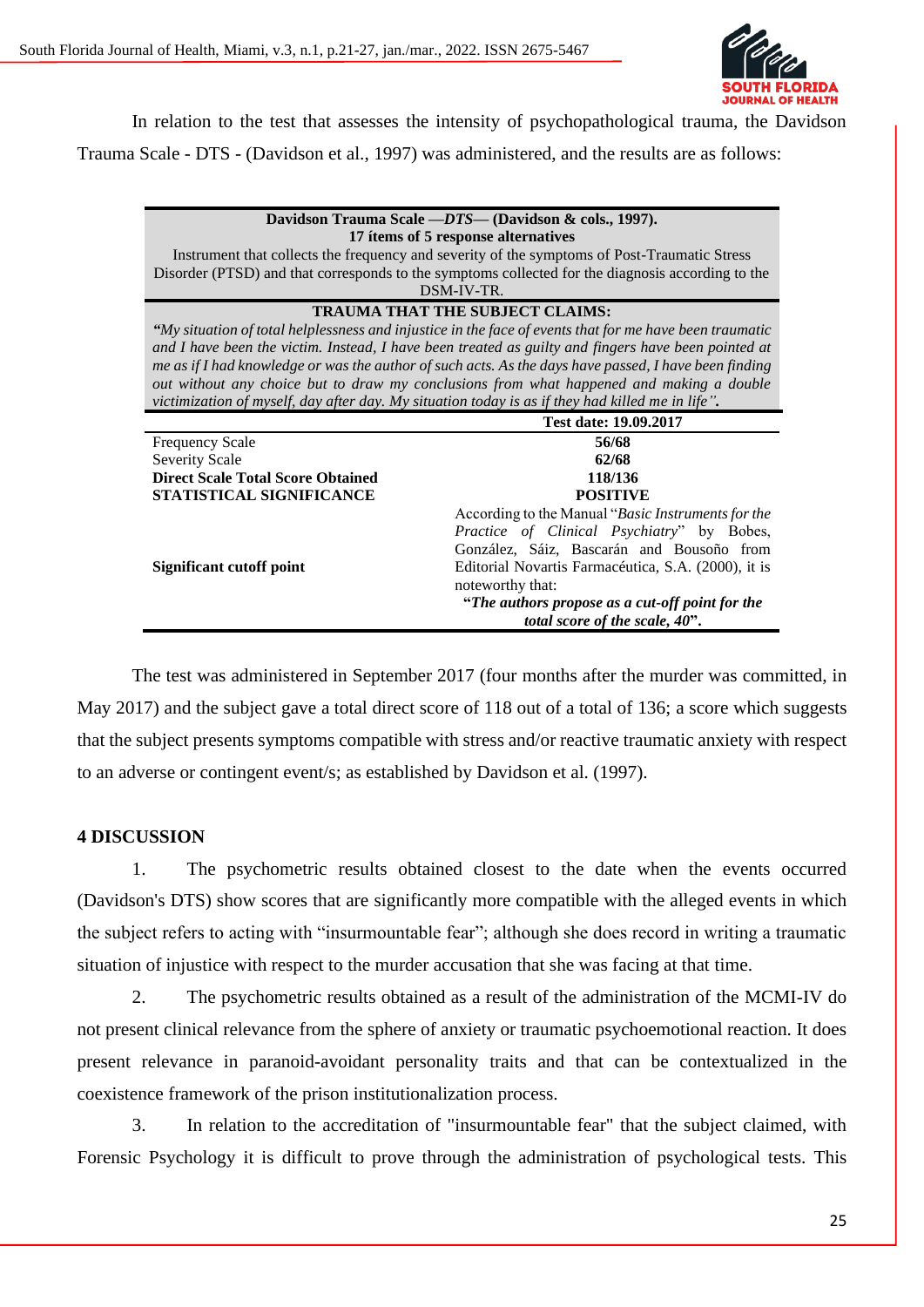In relation to the test that assesses the intensity of psychopathological trauma, the Davidson Trauma Scale - DTS - (Davidson et al., 1997) was administered, and the results are as follows:

| **Davidson Trauma Scale —*DTS*— (Davidson & cols., 1997).** **17 ítems of 5 response alternatives** Instrument that collects the frequency and severity of the symptoms of Post-Traumatic Stress Disorder (PTSD) and that corresponds to the symptoms collected for the diagnosis according to the DSM-IV-TR. | |
|---|---|
| **TRAUMA THAT THE SUBJECT CLAIMS:** ***"****My situation of total helplessness and injustice in the face of events that for me have been traumatic and I have been the victim. Instead, I have been treated as guilty and fingers have been pointed at me as if I had knowledge or was the author of such acts. As the days have passed, I have been finding out without any choice but to draw my conclusions from what happened and making a double victimization of myself, day after day. My situation today is as if they had killed me in life"****.*** | |
| | **Test date: 19.09.2017** |
| Frequency Scale | **56/68** |
| Severity Scale | **62/68** |
| **Direct Scale Total Score Obtained** | **118/136** |
| **STATISTICAL SIGNIFICANCE** | **POSITIVE** |
| **Significant cutoff point** | According to the Manual "*Basic Instruments for the Practice of Clinical Psychiatry*" by Bobes, González, Sáiz, Bascarán and Bousoño from Editorial Novartis Farmacéutica, S.A. (2000), it is noteworthy that: **"*The authors propose as a cut-off point for the total score of the scale, 40*".** |

The test was administered in September 2017 (four months after the murder was committed, in May 2017) and the subject gave a total direct score of 118 out of a total of 136; a score which suggests that the subject presents symptoms compatible with stress and/or reactive traumatic anxiety with respect to an adverse or contingent event/s; as established by Davidson et al. (1997).

## 4 DISCUSSION

1. The psychometric results obtained closest to the date when the events occurred (Davidson's DTS) show scores that are significantly more compatible with the alleged events in which the subject refers to acting with "insurmountable fear"; although she does record in writing a traumatic situation of injustice with respect to the murder accusation that she was facing at that time.

2. The psychometric results obtained as a result of the administration of the MCMI-IV do not present clinical relevance from the sphere of anxiety or traumatic psychoemotional reaction. It does present relevance in paranoid-avoidant personality traits and that can be contextualized in the coexistence framework of the prison institutionalization process.

3. In relation to the accreditation of "insurmountable fear" that the subject claimed, with Forensic Psychology it is difficult to prove through the administration of psychological tests. This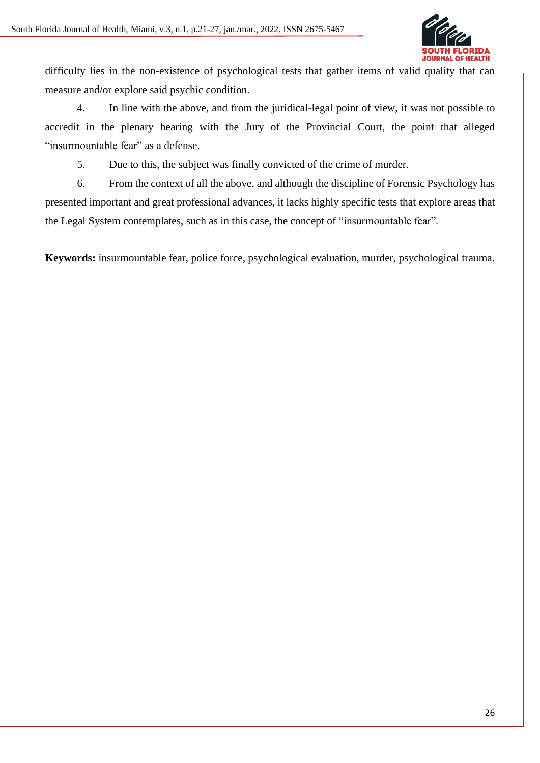difficulty lies in the non-existence of psychological tests that gather items of valid quality that can measure and/or explore said psychic condition.

4. In line with the above, and from the juridical-legal point of view, it was not possible to accredit in the plenary hearing with the Jury of the Provincial Court, the point that alleged "insurmountable fear" as a defense.

5. Due to this, the subject was finally convicted of the crime of murder.

6. From the context of all the above, and although the discipline of Forensic Psychology has presented important and great professional advances, it lacks highly specific tests that explore areas that the Legal System contemplates, such as in this case, the concept of "insurmountable fear".

**Keywords:** insurmountable fear, police force, psychological evaluation, murder, psychological trauma.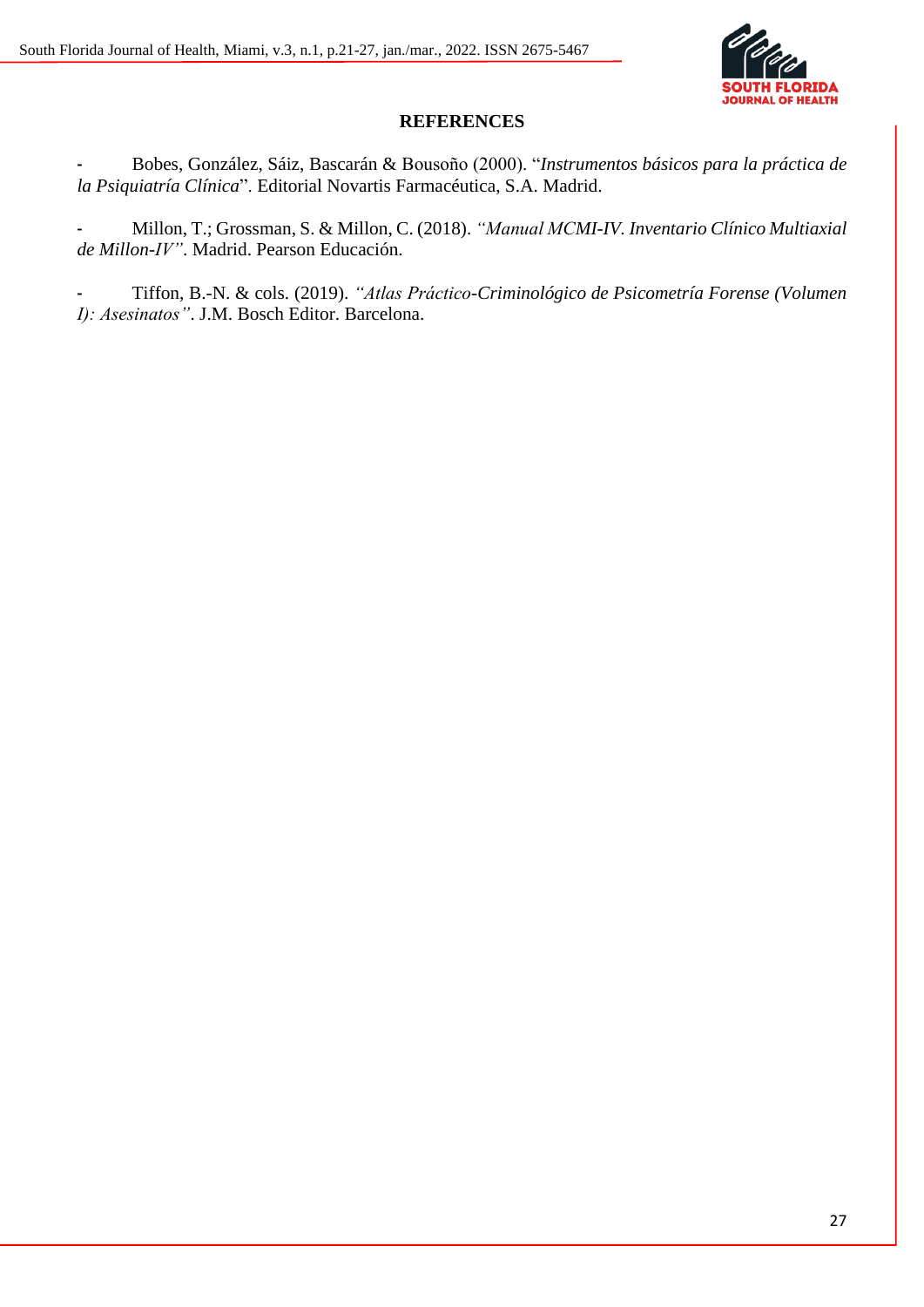## REFERENCES

- Bobes, González, Sáiz, Bascarán & Bousoño (2000). "*Instrumentos básicos para la práctica de la Psiquiatría Clínica*". Editorial Novartis Farmacéutica, S.A. Madrid.

- Millon, T.; Grossman, S. & Millon, C. (2018). *"Manual MCMI-IV. Inventario Clínico Multiaxial de Millon-IV"*. Madrid. Pearson Educación.

- Tiffon, B.-N. & cols. (2019). *"Atlas Práctico-Criminológico de Psicometría Forense (Volumen I): Asesinatos"*. J.M. Bosch Editor. Barcelona.